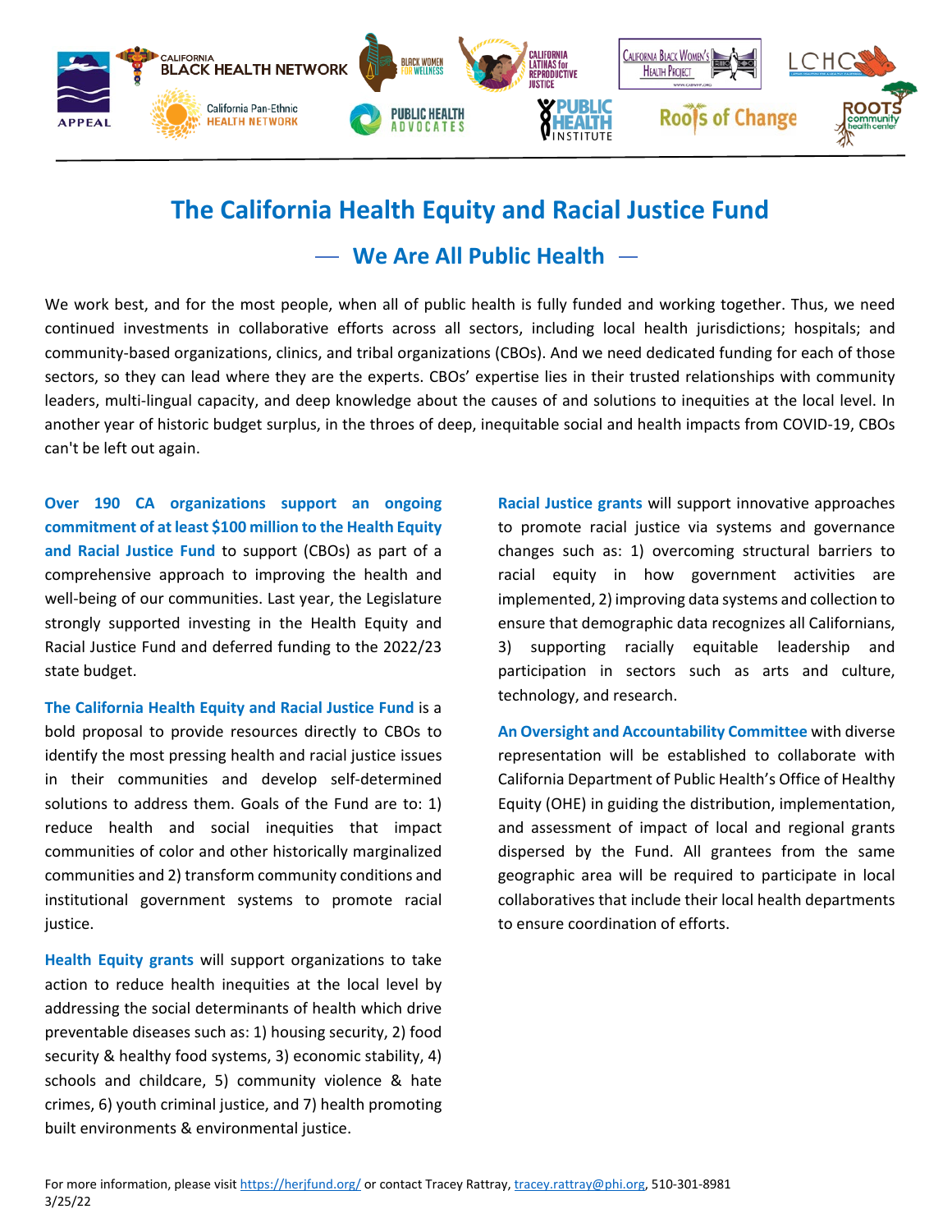# The California Health Equity and Racial Justice Fund

## — We Are All Public Health —

We work best, and for the most people, when all of public health is fully funded and working together. Thus, we need continued investments in collaborative efforts across all sectors, including local health jurisdictions; hospitals; and community-based organizations, clinics, and tribal organizations (CBOs). And we need dedicated funding for each of those sectors, so they can lead where they are the experts. CBOs' expertise lies in their trusted relationships with community leaders, multi-lingual capacity, and deep knowledge about the causes of and solutions to inequities at the local level. In another year of historic budget surplus, in the throes of deep, inequitable social and health impacts from COVID-19, CBOs can't be left out again.

**Over 190 CA organizations support an ongoing commitment of at least $100 million to the Health Equity and Racial Justice Fund** to support (CBOs) as part of a comprehensive approach to improving the health and well-being of our communities. Last year, the Legislature strongly supported investing in the Health Equity and Racial Justice Fund and deferred funding to the 2022/23 state budget.

**The California Health Equity and Racial Justice Fund** is a bold proposal to provide resources directly to CBOs to identify the most pressing health and racial justice issues in their communities and develop self-determined solutions to address them. Goals of the Fund are to: 1) reduce health and social inequities that impact communities of color and other historically marginalized communities and 2) transform community conditions and institutional government systems to promote racial justice.

**Health Equity grants** will support organizations to take action to reduce health inequities at the local level by addressing the social determinants of health which drive preventable diseases such as: 1) housing security, 2) food security & healthy food systems, 3) economic stability, 4) schools and childcare, 5) community violence & hate crimes, 6) youth criminal justice, and 7) health promoting built environments & environmental justice.

**Racial Justice grants** will support innovative approaches to promote racial justice via systems and governance changes such as: 1) overcoming structural barriers to racial equity in how government activities are implemented, 2) improving data systems and collection to ensure that demographic data recognizes all Californians, 3) supporting racially equitable leadership and participation in sectors such as arts and culture, technology, and research.

**An Oversight and Accountability Committee** with diverse representation will be established to collaborate with California Department of Public Health's Office of Healthy Equity (OHE) in guiding the distribution, implementation, and assessment of impact of local and regional grants dispersed by the Fund. All grantees from the same geographic area will be required to participate in local collaboratives that include their local health departments to ensure coordination of efforts.

For more information, please visit https://herjfund.org/ or contact Tracey Rattray, tracey.rattray@phi.org, 510-301-8981
3/25/22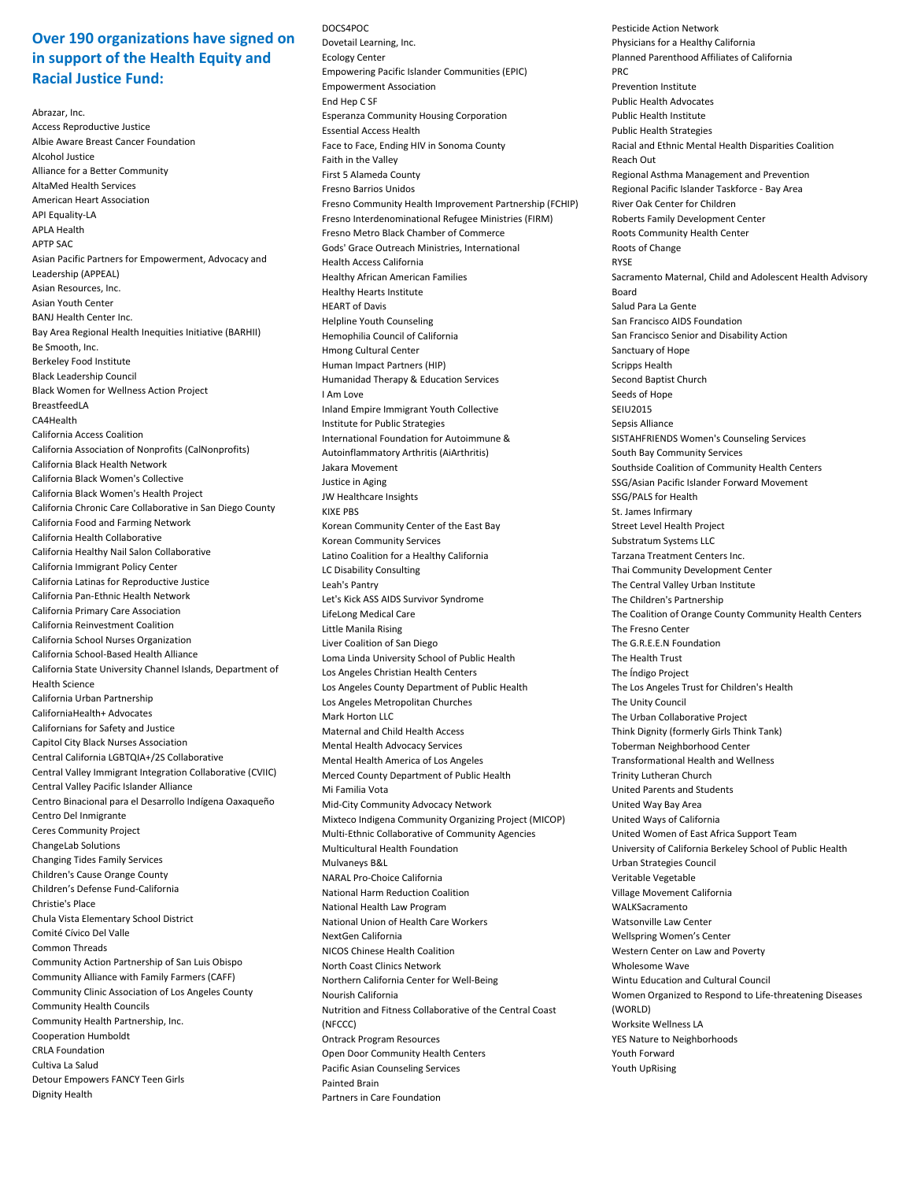## Over 190 organizations have signed on in support of the Health Equity and Racial Justice Fund:

Abrazar, Inc.
Access Reproductive Justice
Albie Aware Breast Cancer Foundation
Alcohol Justice
Alliance for a Better Community
AltaMed Health Services
American Heart Association
API Equality-LA
APLA Health
APTP SAC
Asian Pacific Partners for Empowerment, Advocacy and Leadership (APPEAL)
Asian Resources, Inc.
Asian Youth Center
BANJ Health Center Inc.
Bay Area Regional Health Inequities Initiative (BARHII)
Be Smooth, Inc.
Berkeley Food Institute
Black Leadership Council
Black Women for Wellness Action Project
BreastfeedLA
CA4Health
California Access Coalition
California Association of Nonprofits (CalNonprofits)
California Black Health Network
California Black Women's Collective
California Black Women's Health Project
California Chronic Care Collaborative in San Diego County
California Food and Farming Network
California Health Collaborative
California Healthy Nail Salon Collaborative
California Immigrant Policy Center
California Latinas for Reproductive Justice
California Pan-Ethnic Health Network
California Primary Care Association
California Reinvestment Coalition
California School Nurses Organization
California School-Based Health Alliance
California State University Channel Islands, Department of Health Science
California Urban Partnership
CaliforniaHealth+ Advocates
Californians for Safety and Justice
Capitol City Black Nurses Association
Central California LGBTQIA+/2S Collaborative
Central Valley Immigrant Integration Collaborative (CVIIC)
Central Valley Pacific Islander Alliance
Centro Binacional para el Desarrollo Indígena Oaxaqueño
Centro Del Inmigrante
Ceres Community Project
ChangeLab Solutions
Changing Tides Family Services
Children's Cause Orange County
Children's Defense Fund-California
Christie's Place
Chula Vista Elementary School District
Comité Cívico Del Valle
Common Threads
Community Action Partnership of San Luis Obispo
Community Alliance with Family Farmers (CAFF)
Community Clinic Association of Los Angeles County
Community Health Councils
Community Health Partnership, Inc.
Cooperation Humboldt
CRLA Foundation
Cultiva La Salud
Detour Empowers FANCY Teen Girls
Dignity Health
DOCS4POC
Dovetail Learning, Inc.
Ecology Center
Empowering Pacific Islander Communities (EPIC)
Empowerment Association
End Hep C SF
Esperanza Community Housing Corporation
Essential Access Health
Face to Face, Ending HIV in Sonoma County
Faith in the Valley
First 5 Alameda County
Fresno Barrios Unidos
Fresno Community Health Improvement Partnership (FCHIP)
Fresno Interdenominational Refugee Ministries (FIRM)
Fresno Metro Black Chamber of Commerce
Gods' Grace Outreach Ministries, International
Health Access California
Healthy African American Families
Healthy Hearts Institute
HEART of Davis
Helpline Youth Counseling
Hemophilia Council of California
Hmong Cultural Center
Human Impact Partners (HIP)
Humanidad Therapy & Education Services
I Am Love
Inland Empire Immigrant Youth Collective
Institute for Public Strategies
International Foundation for Autoimmune & Autoinflammatory Arthritis (AiArthritis)
Jakara Movement
Justice in Aging
JW Healthcare Insights
KIXE PBS
Korean Community Center of the East Bay
Korean Community Services
Latino Coalition for a Healthy California
LC Disability Consulting
Leah's Pantry
Let's Kick ASS AIDS Survivor Syndrome
LifeLong Medical Care
Little Manila Rising
Liver Coalition of San Diego
Loma Linda University School of Public Health
Los Angeles Christian Health Centers
Los Angeles County Department of Public Health
Los Angeles Metropolitan Churches
Mark Horton LLC
Maternal and Child Health Access
Mental Health Advocacy Services
Mental Health America of Los Angeles
Merced County Department of Public Health
Mi Familia Vota
Mid-City Community Advocacy Network
Mixteco Indigena Community Organizing Project (MICOP)
Multi-Ethnic Collaborative of Community Agencies
Multicultural Health Foundation
Mulvaneys B&L
NARAL Pro-Choice California
National Harm Reduction Coalition
National Health Law Program
National Union of Health Care Workers
NextGen California
NICOS Chinese Health Coalition
North Coast Clinics Network
Northern California Center for Well-Being
Nourish California
Nutrition and Fitness Collaborative of the Central Coast (NFCCC)
Ontrack Program Resources
Open Door Community Health Centers
Pacific Asian Counseling Services
Painted Brain
Partners in Care Foundation
Pesticide Action Network
Physicians for a Healthy California
Planned Parenthood Affiliates of California
PRC
Prevention Institute
Public Health Advocates
Public Health Institute
Public Health Strategies
Racial and Ethnic Mental Health Disparities Coalition
Reach Out
Regional Asthma Management and Prevention
Regional Pacific Islander Taskforce - Bay Area
River Oak Center for Children
Roberts Family Development Center
Roots Community Health Center
Roots of Change
RYSE
Sacramento Maternal, Child and Adolescent Health Advisory Board
Salud Para La Gente
San Francisco AIDS Foundation
San Francisco Senior and Disability Action
Sanctuary of Hope
Scripps Health
Second Baptist Church
Seeds of Hope
SEIU2015
Sepsis Alliance
SISTAHFRIENDS Women's Counseling Services
South Bay Community Services
Southside Coalition of Community Health Centers
SSG/Asian Pacific Islander Forward Movement
SSG/PALS for Health
St. James Infirmary
Street Level Health Project
Substratum Systems LLC
Tarzana Treatment Centers Inc.
Thai Community Development Center
The Central Valley Urban Institute
The Children's Partnership
The Coalition of Orange County Community Health Centers
The Fresno Center
The G.R.E.E.N Foundation
The Health Trust
The Índigo Project
The Los Angeles Trust for Children's Health
The Unity Council
The Urban Collaborative Project
Think Dignity (formerly Girls Think Tank)
Toberman Neighborhood Center
Transformational Health and Wellness
Trinity Lutheran Church
United Parents and Students
United Way Bay Area
United Ways of California
United Women of East Africa Support Team
University of California Berkeley School of Public Health
Urban Strategies Council
Veritable Vegetable
Village Movement California
WALKSacramento
Watsonville Law Center
Wellspring Women's Center
Western Center on Law and Poverty
Wholesome Wave
Wintu Education and Cultural Council
Women Organized to Respond to Life-threatening Diseases (WORLD)
Worksite Wellness LA
YES Nature to Neighborhoods
Youth Forward
Youth UpRising